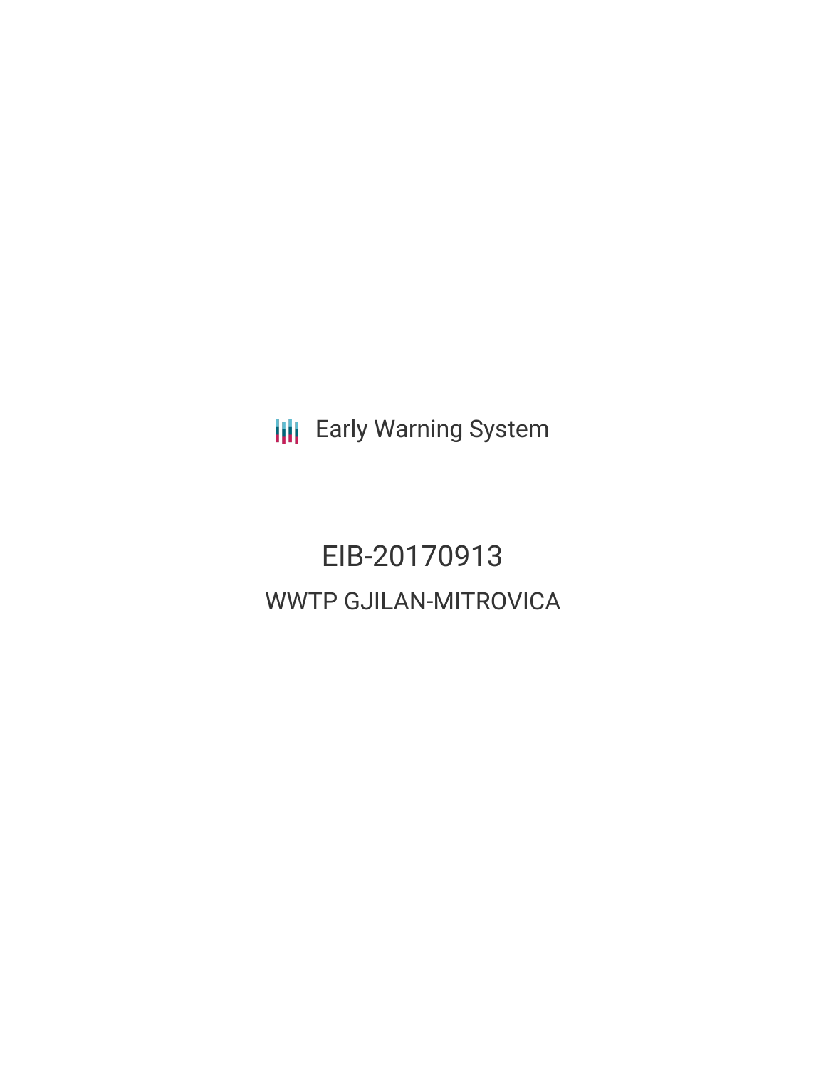Early Warning System

# EIB-20170913

## WWTP GJILAN-MITROVICA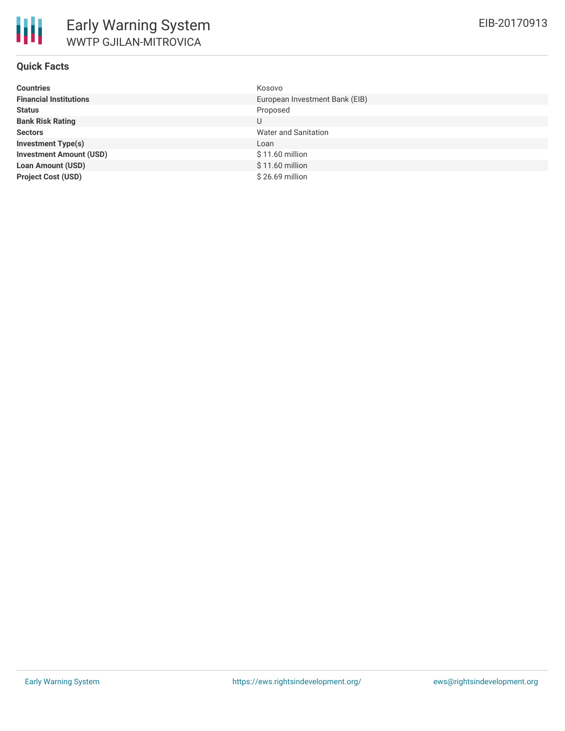# Early Warning System

## WWTP GJILAN-MITROVICA

EIB-20170913

### Quick Facts

| | |
|---|---|
| **Countries** | Kosovo |
| **Financial Institutions** | European Investment Bank (EIB) |
| **Status** | Proposed |
| **Bank Risk Rating** | U |
| **Sectors** | Water and Sanitation |
| **Investment Type(s)** | Loan |
| **Investment Amount (USD)** | $ 11.60 million |
| **Loan Amount (USD)** | $ 11.60 million |
| **Project Cost (USD)** | $ 26.69 million |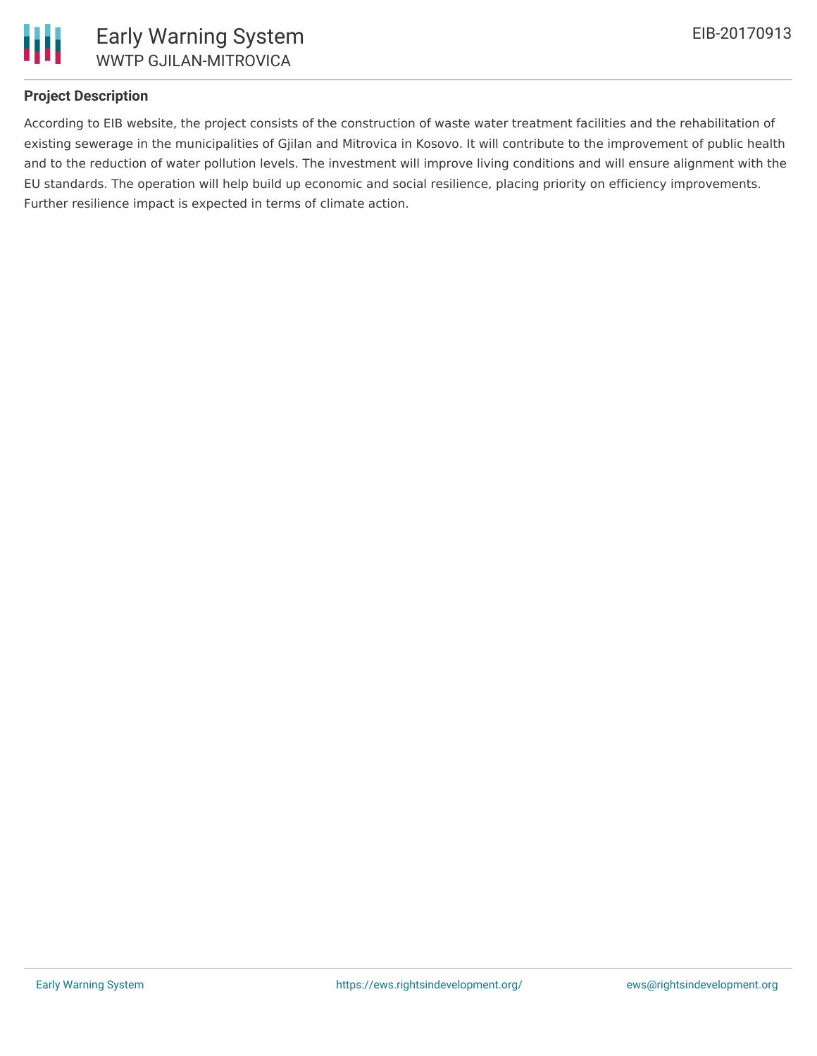## Project Description

According to EIB website, the project consists of the construction of waste water treatment facilities and the rehabilitation of existing sewerage in the municipalities of Gjilan and Mitrovica in Kosovo. It will contribute to the improvement of public health and to the reduction of water pollution levels. The investment will improve living conditions and will ensure alignment with the EU standards. The operation will help build up economic and social resilience, placing priority on efficiency improvements. Further resilience impact is expected in terms of climate action.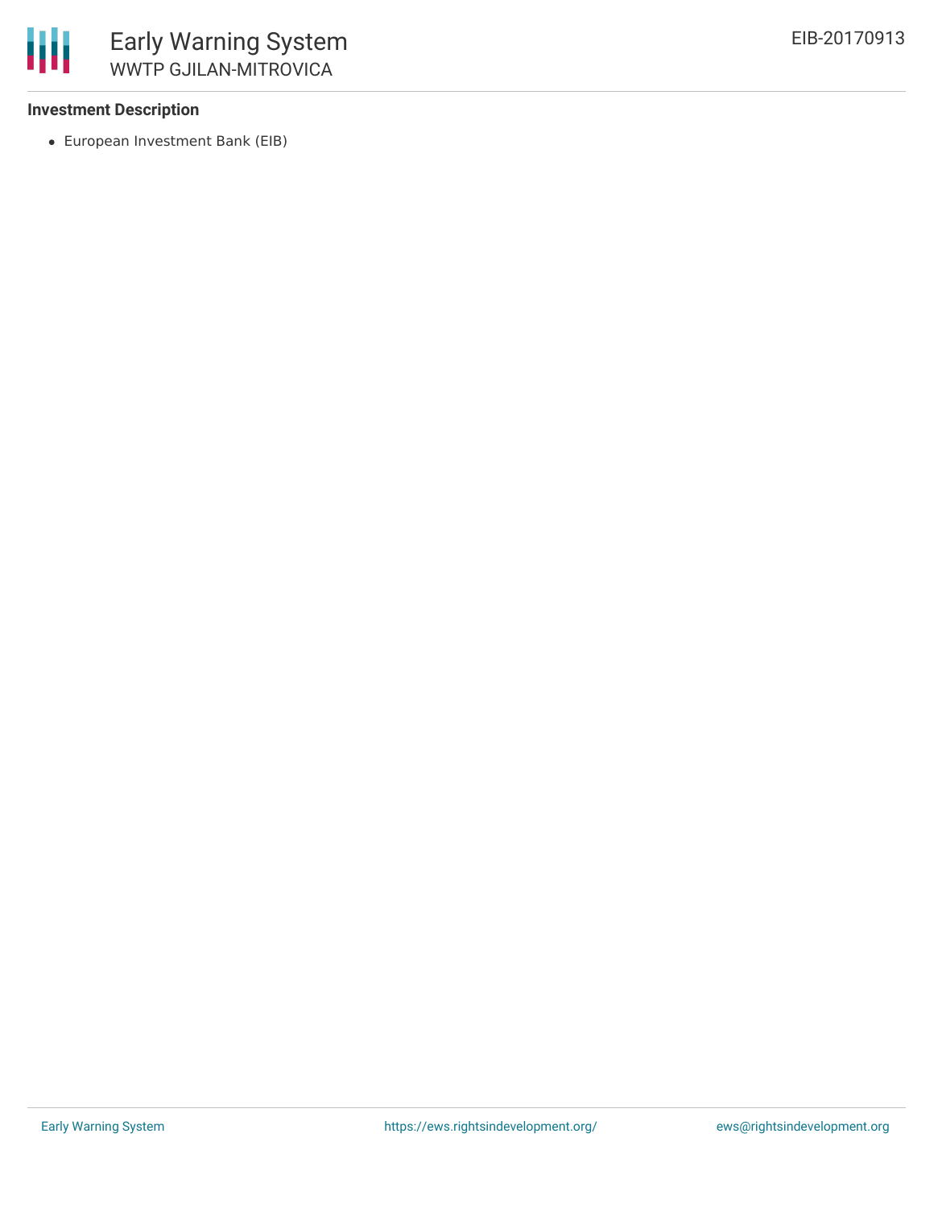**Investment Description**

- European Investment Bank (EIB)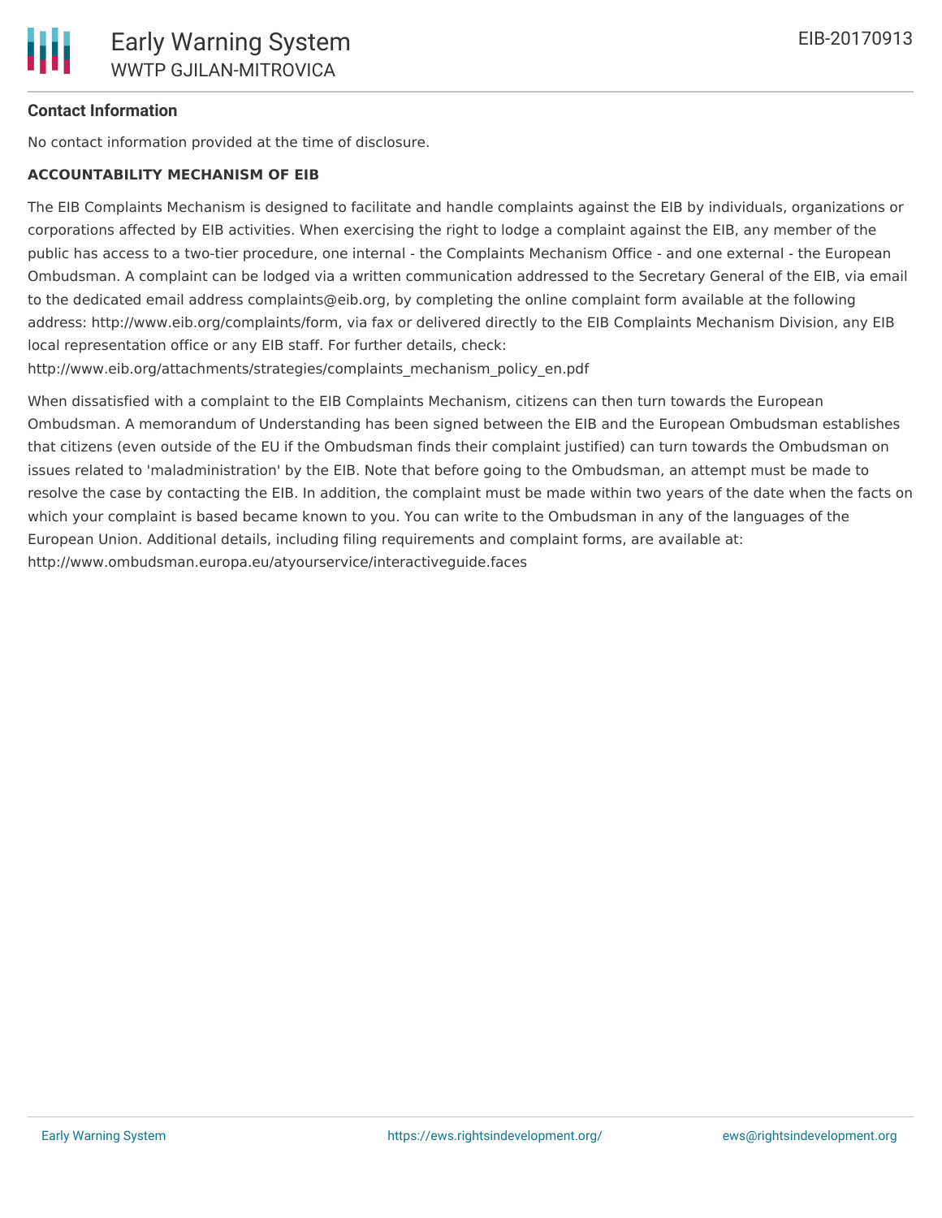**Contact Information**

No contact information provided at the time of disclosure.

**ACCOUNTABILITY MECHANISM OF EIB**

The EIB Complaints Mechanism is designed to facilitate and handle complaints against the EIB by individuals, organizations or corporations affected by EIB activities. When exercising the right to lodge a complaint against the EIB, any member of the public has access to a two-tier procedure, one internal - the Complaints Mechanism Office - and one external - the European Ombudsman. A complaint can be lodged via a written communication addressed to the Secretary General of the EIB, via email to the dedicated email address complaints@eib.org, by completing the online complaint form available at the following address: http://www.eib.org/complaints/form, via fax or delivered directly to the EIB Complaints Mechanism Division, any EIB local representation office or any EIB staff. For further details, check: http://www.eib.org/attachments/strategies/complaints_mechanism_policy_en.pdf

When dissatisfied with a complaint to the EIB Complaints Mechanism, citizens can then turn towards the European Ombudsman. A memorandum of Understanding has been signed between the EIB and the European Ombudsman establishes that citizens (even outside of the EU if the Ombudsman finds their complaint justified) can turn towards the Ombudsman on issues related to 'maladministration' by the EIB. Note that before going to the Ombudsman, an attempt must be made to resolve the case by contacting the EIB. In addition, the complaint must be made within two years of the date when the facts on which your complaint is based became known to you. You can write to the Ombudsman in any of the languages of the European Union. Additional details, including filing requirements and complaint forms, are available at: http://www.ombudsman.europa.eu/atyourservice/interactiveguide.faces